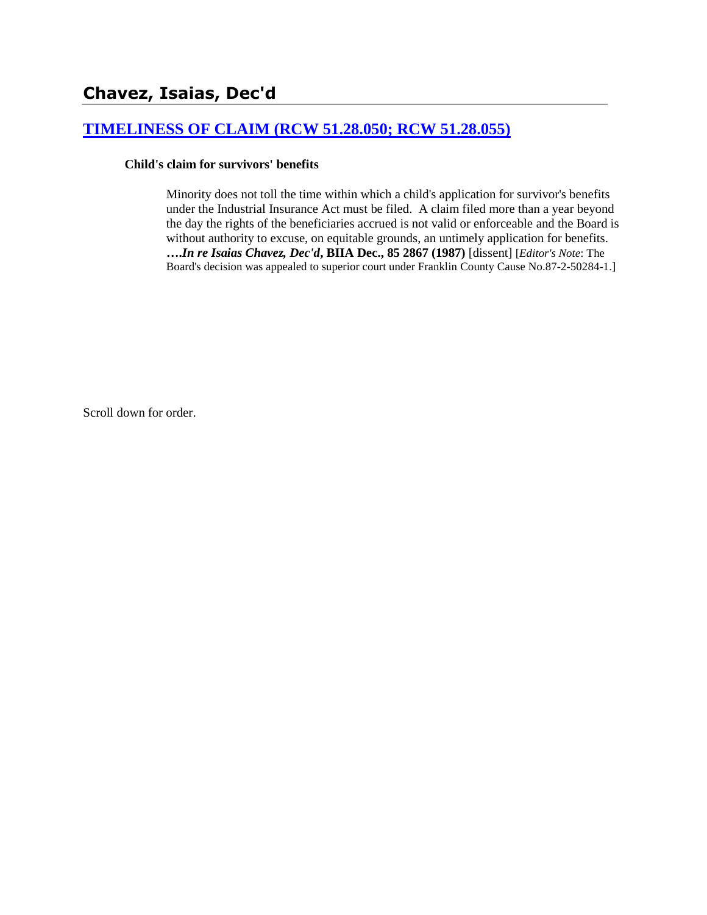# Chavez, Isaias, Dec'd

## [TIMELINESS OF CLAIM (RCW 51.28.050; RCW 51.28.055)](#)

**Child's claim for survivors' benefits**

Minority does not toll the time within which a child's application for survivor's benefits under the Industrial Insurance Act must be filed. A claim filed more than a year beyond the day the rights of the beneficiaries accrued is not valid or enforceable and the Board is without authority to excuse, on equitable grounds, an untimely application for benefits. ***….In re Isaias Chavez, Dec'd*, BIIA Dec., 85 2867 (1987)** [dissent] [*Editor's Note*: The Board's decision was appealed to superior court under Franklin County Cause No.87-2-50284-1.]

Scroll down for order.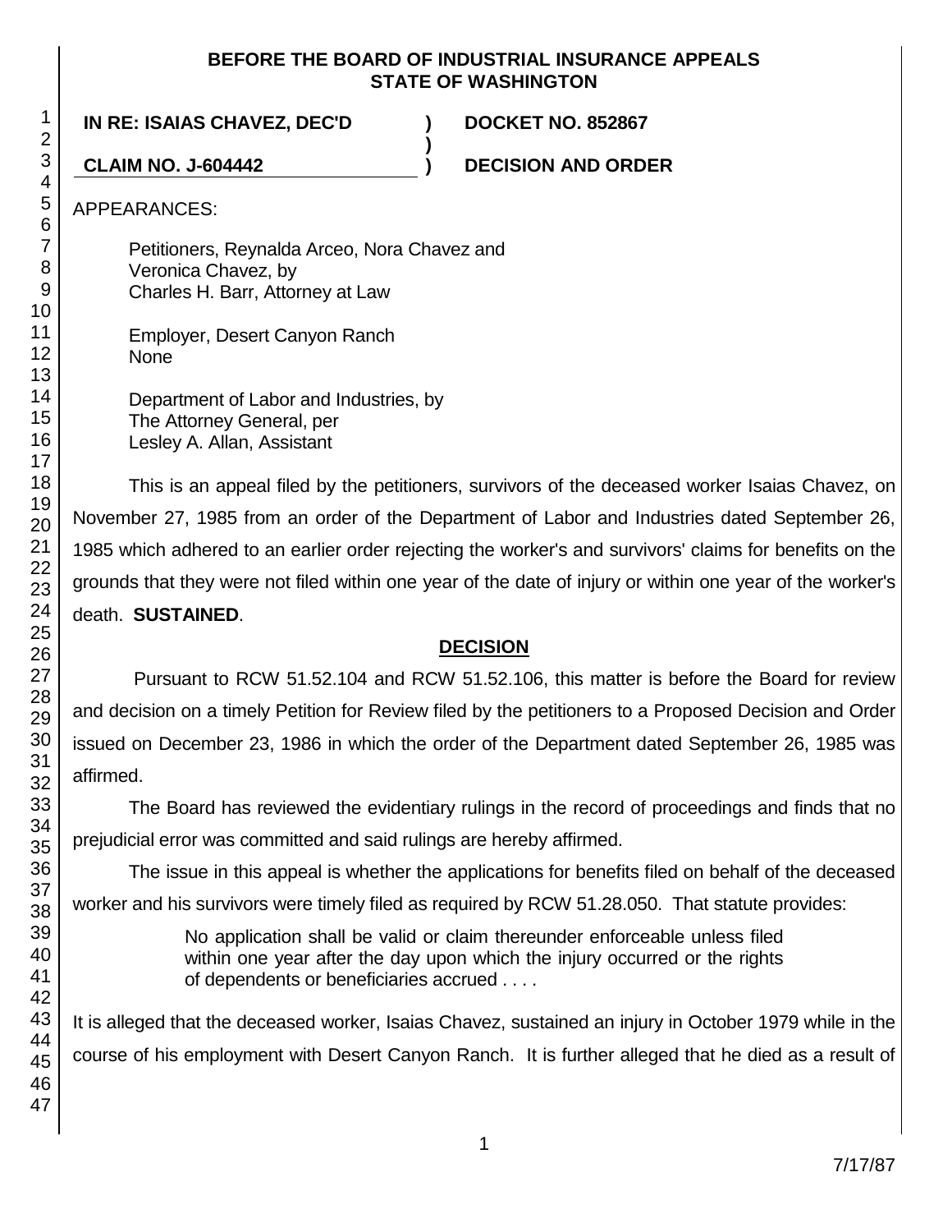**BEFORE THE BOARD OF INDUSTRIAL INSURANCE APPEALS STATE OF WASHINGTON**

**IN RE: ISAIAS CHAVEZ, DEC'D ) DOCKET NO. 852867**

**CLAIM NO. J-604442 ) DECISION AND ORDER**

APPEARANCES:

Petitioners, Reynalda Arceo, Nora Chavez and Veronica Chavez, by
Charles H. Barr, Attorney at Law

Employer, Desert Canyon Ranch
None

Department of Labor and Industries, by
The Attorney General, per
Lesley A. Allan, Assistant

This is an appeal filed by the petitioners, survivors of the deceased worker Isaias Chavez, on November 27, 1985 from an order of the Department of Labor and Industries dated September 26, 1985 which adhered to an earlier order rejecting the worker's and survivors' claims for benefits on the grounds that they were not filed within one year of the date of injury or within one year of the worker's death. **SUSTAINED**.

## DECISION

Pursuant to RCW 51.52.104 and RCW 51.52.106, this matter is before the Board for review and decision on a timely Petition for Review filed by the petitioners to a Proposed Decision and Order issued on December 23, 1986 in which the order of the Department dated September 26, 1985 was affirmed.

The Board has reviewed the evidentiary rulings in the record of proceedings and finds that no prejudicial error was committed and said rulings are hereby affirmed.

The issue in this appeal is whether the applications for benefits filed on behalf of the deceased worker and his survivors were timely filed as required by RCW 51.28.050. That statute provides:

> No application shall be valid or claim thereunder enforceable unless filed within one year after the day upon which the injury occurred or the rights of dependents or beneficiaries accrued . . . .

It is alleged that the deceased worker, Isaias Chavez, sustained an injury in October 1979 while in the course of his employment with Desert Canyon Ranch. It is further alleged that he died as a result of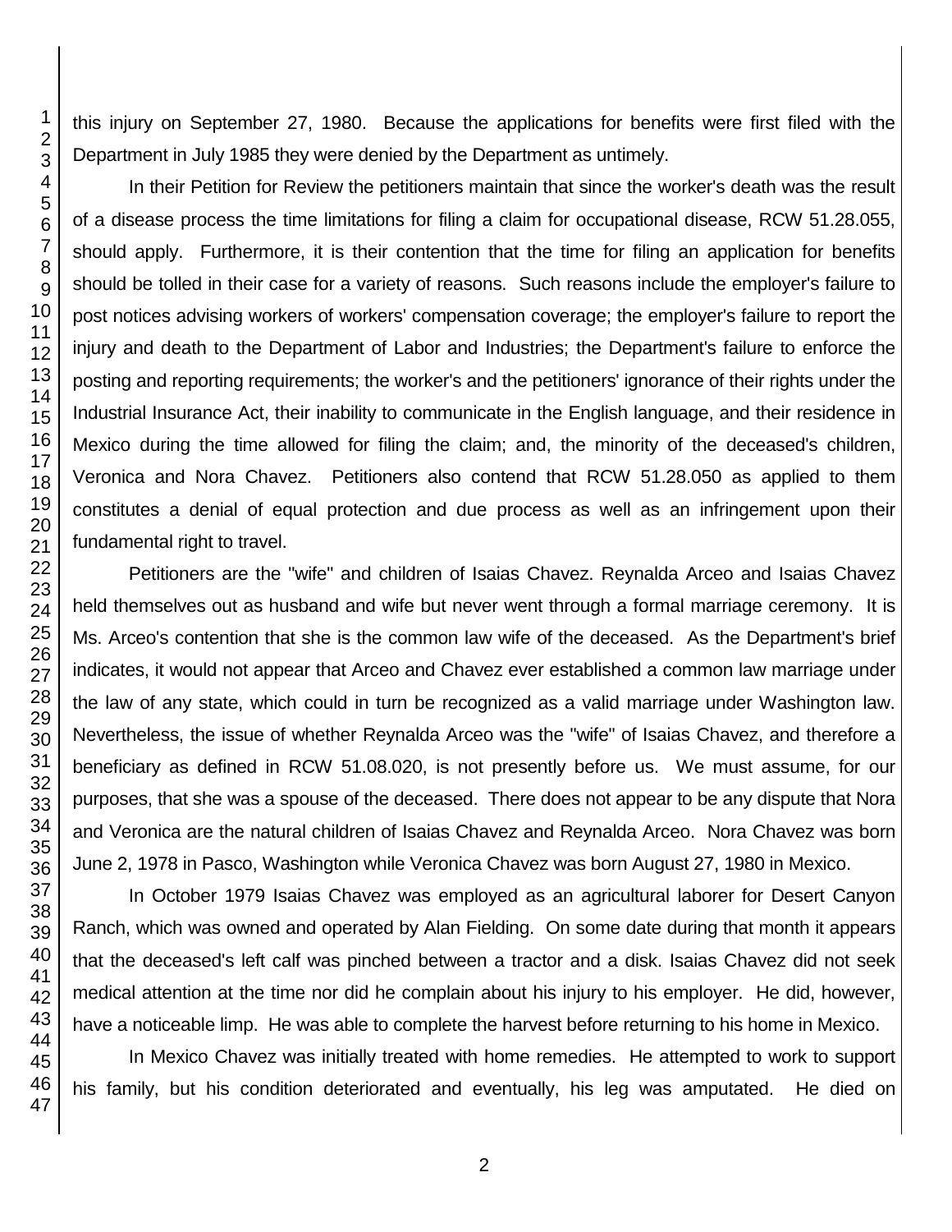this injury on September 27, 1980. Because the applications for benefits were first filed with the Department in July 1985 they were denied by the Department as untimely.

In their Petition for Review the petitioners maintain that since the worker's death was the result of a disease process the time limitations for filing a claim for occupational disease, RCW 51.28.055, should apply. Furthermore, it is their contention that the time for filing an application for benefits should be tolled in their case for a variety of reasons. Such reasons include the employer's failure to post notices advising workers of workers' compensation coverage; the employer's failure to report the injury and death to the Department of Labor and Industries; the Department's failure to enforce the posting and reporting requirements; the worker's and the petitioners' ignorance of their rights under the Industrial Insurance Act, their inability to communicate in the English language, and their residence in Mexico during the time allowed for filing the claim; and, the minority of the deceased's children, Veronica and Nora Chavez. Petitioners also contend that RCW 51.28.050 as applied to them constitutes a denial of equal protection and due process as well as an infringement upon their fundamental right to travel.

Petitioners are the "wife" and children of Isaias Chavez. Reynalda Arceo and Isaias Chavez held themselves out as husband and wife but never went through a formal marriage ceremony. It is Ms. Arceo's contention that she is the common law wife of the deceased. As the Department's brief indicates, it would not appear that Arceo and Chavez ever established a common law marriage under the law of any state, which could in turn be recognized as a valid marriage under Washington law. Nevertheless, the issue of whether Reynalda Arceo was the "wife" of Isaias Chavez, and therefore a beneficiary as defined in RCW 51.08.020, is not presently before us. We must assume, for our purposes, that she was a spouse of the deceased. There does not appear to be any dispute that Nora and Veronica are the natural children of Isaias Chavez and Reynalda Arceo. Nora Chavez was born June 2, 1978 in Pasco, Washington while Veronica Chavez was born August 27, 1980 in Mexico.

In October 1979 Isaias Chavez was employed as an agricultural laborer for Desert Canyon Ranch, which was owned and operated by Alan Fielding. On some date during that month it appears that the deceased's left calf was pinched between a tractor and a disk. Isaias Chavez did not seek medical attention at the time nor did he complain about his injury to his employer. He did, however, have a noticeable limp. He was able to complete the harvest before returning to his home in Mexico.

In Mexico Chavez was initially treated with home remedies. He attempted to work to support his family, but his condition deteriorated and eventually, his leg was amputated. He died on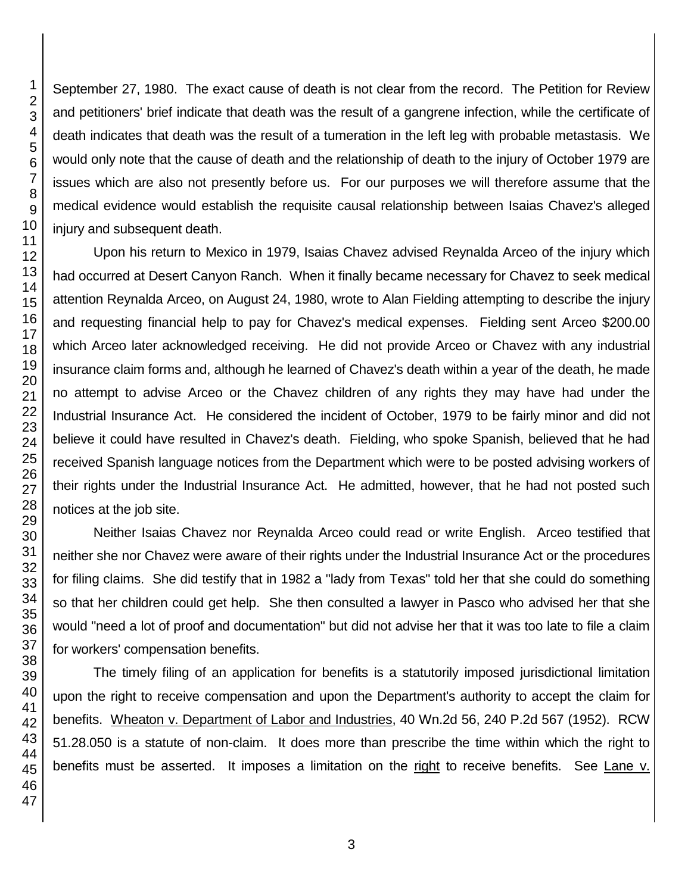September 27, 1980. The exact cause of death is not clear from the record. The Petition for Review and petitioners' brief indicate that death was the result of a gangrene infection, while the certificate of death indicates that death was the result of a tumeration in the left leg with probable metastasis. We would only note that the cause of death and the relationship of death to the injury of October 1979 are issues which are also not presently before us. For our purposes we will therefore assume that the medical evidence would establish the requisite causal relationship between Isaias Chavez's alleged injury and subsequent death.

Upon his return to Mexico in 1979, Isaias Chavez advised Reynalda Arceo of the injury which had occurred at Desert Canyon Ranch. When it finally became necessary for Chavez to seek medical attention Reynalda Arceo, on August 24, 1980, wrote to Alan Fielding attempting to describe the injury and requesting financial help to pay for Chavez's medical expenses. Fielding sent Arceo $200.00 which Arceo later acknowledged receiving. He did not provide Arceo or Chavez with any industrial insurance claim forms and, although he learned of Chavez's death within a year of the death, he made no attempt to advise Arceo or the Chavez children of any rights they may have had under the Industrial Insurance Act. He considered the incident of October, 1979 to be fairly minor and did not believe it could have resulted in Chavez's death. Fielding, who spoke Spanish, believed that he had received Spanish language notices from the Department which were to be posted advising workers of their rights under the Industrial Insurance Act. He admitted, however, that he had not posted such notices at the job site.

Neither Isaias Chavez nor Reynalda Arceo could read or write English. Arceo testified that neither she nor Chavez were aware of their rights under the Industrial Insurance Act or the procedures for filing claims. She did testify that in 1982 a "lady from Texas" told her that she could do something so that her children could get help. She then consulted a lawyer in Pasco who advised her that she would "need a lot of proof and documentation" but did not advise her that it was too late to file a claim for workers' compensation benefits.

The timely filing of an application for benefits is a statutorily imposed jurisdictional limitation upon the right to receive compensation and upon the Department's authority to accept the claim for benefits. Wheaton v. Department of Labor and Industries, 40 Wn.2d 56, 240 P.2d 567 (1952). RCW 51.28.050 is a statute of non-claim. It does more than prescribe the time within which the right to benefits must be asserted. It imposes a limitation on the right to receive benefits. See Lane v.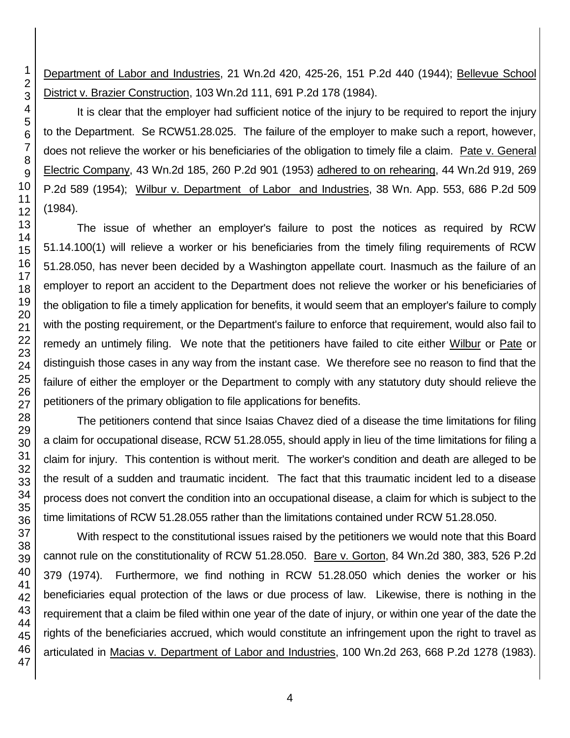Department of Labor and Industries, 21 Wn.2d 420, 425-26, 151 P.2d 440 (1944); Bellevue School District v. Brazier Construction, 103 Wn.2d 111, 691 P.2d 178 (1984).

It is clear that the employer had sufficient notice of the injury to be required to report the injury to the Department. Se RCW51.28.025. The failure of the employer to make such a report, however, does not relieve the worker or his beneficiaries of the obligation to timely file a claim. Pate v. General Electric Company, 43 Wn.2d 185, 260 P.2d 901 (1953) adhered to on rehearing, 44 Wn.2d 919, 269 P.2d 589 (1954); Wilbur v. Department of Labor and Industries, 38 Wn. App. 553, 686 P.2d 509 (1984).

The issue of whether an employer's failure to post the notices as required by RCW 51.14.100(1) will relieve a worker or his beneficiaries from the timely filing requirements of RCW 51.28.050, has never been decided by a Washington appellate court. Inasmuch as the failure of an employer to report an accident to the Department does not relieve the worker or his beneficiaries of the obligation to file a timely application for benefits, it would seem that an employer's failure to comply with the posting requirement, or the Department's failure to enforce that requirement, would also fail to remedy an untimely filing. We note that the petitioners have failed to cite either Wilbur or Pate or distinguish those cases in any way from the instant case. We therefore see no reason to find that the failure of either the employer or the Department to comply with any statutory duty should relieve the petitioners of the primary obligation to file applications for benefits.

The petitioners contend that since Isaias Chavez died of a disease the time limitations for filing a claim for occupational disease, RCW 51.28.055, should apply in lieu of the time limitations for filing a claim for injury. This contention is without merit. The worker's condition and death are alleged to be the result of a sudden and traumatic incident. The fact that this traumatic incident led to a disease process does not convert the condition into an occupational disease, a claim for which is subject to the time limitations of RCW 51.28.055 rather than the limitations contained under RCW 51.28.050.

With respect to the constitutional issues raised by the petitioners we would note that this Board cannot rule on the constitutionality of RCW 51.28.050. Bare v. Gorton, 84 Wn.2d 380, 383, 526 P.2d 379 (1974). Furthermore, we find nothing in RCW 51.28.050 which denies the worker or his beneficiaries equal protection of the laws or due process of law. Likewise, there is nothing in the requirement that a claim be filed within one year of the date of injury, or within one year of the date the rights of the beneficiaries accrued, which would constitute an infringement upon the right to travel as articulated in Macias v. Department of Labor and Industries, 100 Wn.2d 263, 668 P.2d 1278 (1983).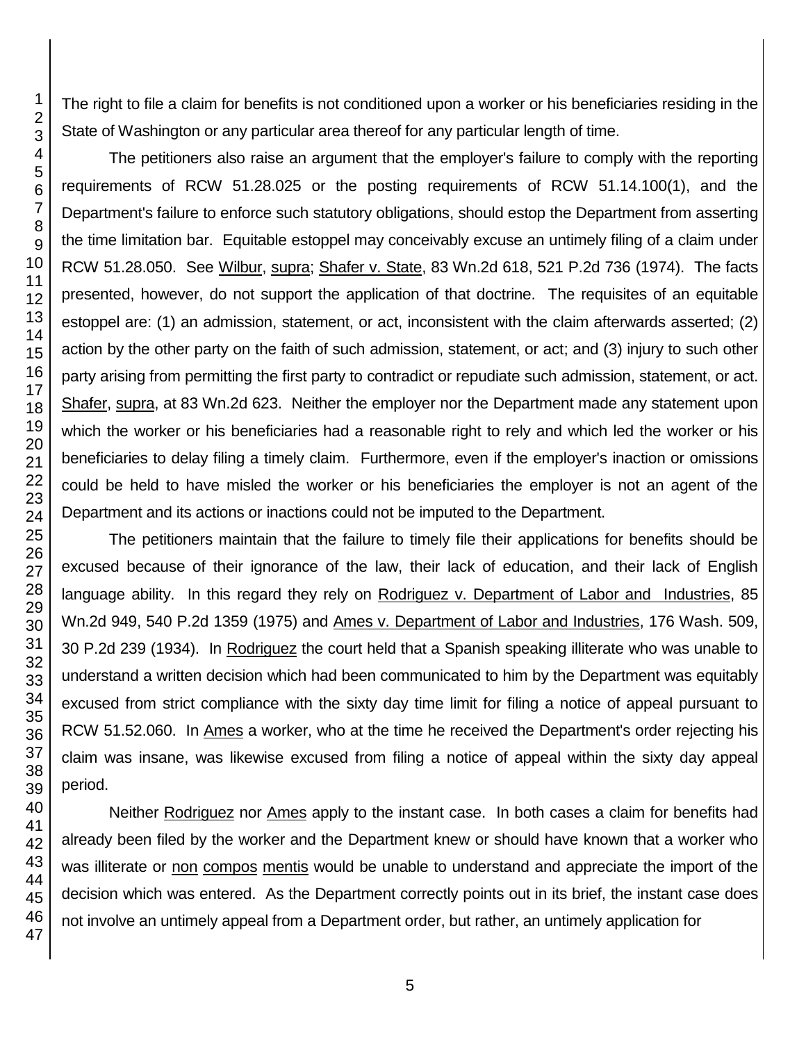The right to file a claim for benefits is not conditioned upon a worker or his beneficiaries residing in the State of Washington or any particular area thereof for any particular length of time.

The petitioners also raise an argument that the employer's failure to comply with the reporting requirements of RCW 51.28.025 or the posting requirements of RCW 51.14.100(1), and the Department's failure to enforce such statutory obligations, should estop the Department from asserting the time limitation bar. Equitable estoppel may conceivably excuse an untimely filing of a claim under RCW 51.28.050. See Wilbur, supra; Shafer v. State, 83 Wn.2d 618, 521 P.2d 736 (1974). The facts presented, however, do not support the application of that doctrine. The requisites of an equitable estoppel are: (1) an admission, statement, or act, inconsistent with the claim afterwards asserted; (2) action by the other party on the faith of such admission, statement, or act; and (3) injury to such other party arising from permitting the first party to contradict or repudiate such admission, statement, or act. Shafer, supra, at 83 Wn.2d 623. Neither the employer nor the Department made any statement upon which the worker or his beneficiaries had a reasonable right to rely and which led the worker or his beneficiaries to delay filing a timely claim. Furthermore, even if the employer's inaction or omissions could be held to have misled the worker or his beneficiaries the employer is not an agent of the Department and its actions or inactions could not be imputed to the Department.

The petitioners maintain that the failure to timely file their applications for benefits should be excused because of their ignorance of the law, their lack of education, and their lack of English language ability. In this regard they rely on Rodriguez v. Department of Labor and Industries, 85 Wn.2d 949, 540 P.2d 1359 (1975) and Ames v. Department of Labor and Industries, 176 Wash. 509, 30 P.2d 239 (1934). In Rodriguez the court held that a Spanish speaking illiterate who was unable to understand a written decision which had been communicated to him by the Department was equitably excused from strict compliance with the sixty day time limit for filing a notice of appeal pursuant to RCW 51.52.060. In Ames a worker, who at the time he received the Department's order rejecting his claim was insane, was likewise excused from filing a notice of appeal within the sixty day appeal period.

Neither Rodriguez nor Ames apply to the instant case. In both cases a claim for benefits had already been filed by the worker and the Department knew or should have known that a worker who was illiterate or non compos mentis would be unable to understand and appreciate the import of the decision which was entered. As the Department correctly points out in its brief, the instant case does not involve an untimely appeal from a Department order, but rather, an untimely application for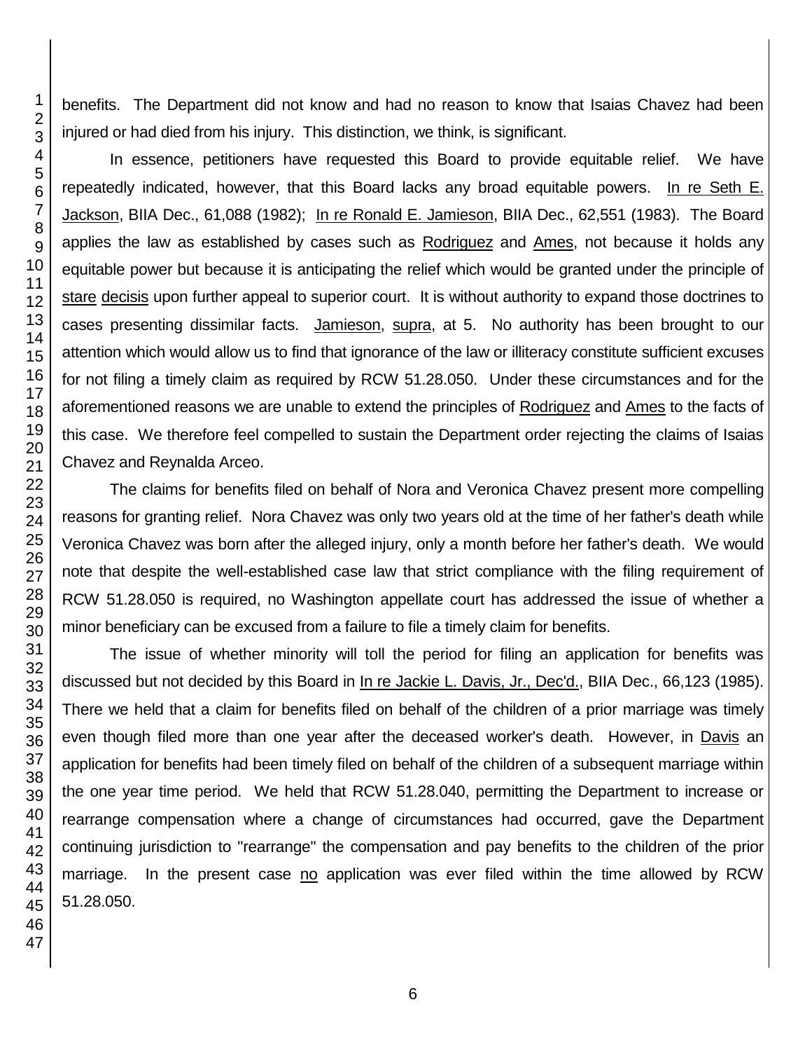benefits. The Department did not know and had no reason to know that Isaias Chavez had been injured or had died from his injury. This distinction, we think, is significant.

In essence, petitioners have requested this Board to provide equitable relief. We have repeatedly indicated, however, that this Board lacks any broad equitable powers. In re Seth E. Jackson, BIIA Dec., 61,088 (1982); In re Ronald E. Jamieson, BIIA Dec., 62,551 (1983). The Board applies the law as established by cases such as Rodriguez and Ames, not because it holds any equitable power but because it is anticipating the relief which would be granted under the principle of stare decisis upon further appeal to superior court. It is without authority to expand those doctrines to cases presenting dissimilar facts. Jamieson, supra, at 5. No authority has been brought to our attention which would allow us to find that ignorance of the law or illiteracy constitute sufficient excuses for not filing a timely claim as required by RCW 51.28.050. Under these circumstances and for the aforementioned reasons we are unable to extend the principles of Rodriguez and Ames to the facts of this case. We therefore feel compelled to sustain the Department order rejecting the claims of Isaias Chavez and Reynalda Arceo.

The claims for benefits filed on behalf of Nora and Veronica Chavez present more compelling reasons for granting relief. Nora Chavez was only two years old at the time of her father's death while Veronica Chavez was born after the alleged injury, only a month before her father's death. We would note that despite the well-established case law that strict compliance with the filing requirement of RCW 51.28.050 is required, no Washington appellate court has addressed the issue of whether a minor beneficiary can be excused from a failure to file a timely claim for benefits.

The issue of whether minority will toll the period for filing an application for benefits was discussed but not decided by this Board in In re Jackie L. Davis, Jr., Dec'd., BIIA Dec., 66,123 (1985). There we held that a claim for benefits filed on behalf of the children of a prior marriage was timely even though filed more than one year after the deceased worker's death. However, in Davis an application for benefits had been timely filed on behalf of the children of a subsequent marriage within the one year time period. We held that RCW 51.28.040, permitting the Department to increase or rearrange compensation where a change of circumstances had occurred, gave the Department continuing jurisdiction to "rearrange" the compensation and pay benefits to the children of the prior marriage. In the present case no application was ever filed within the time allowed by RCW 51.28.050.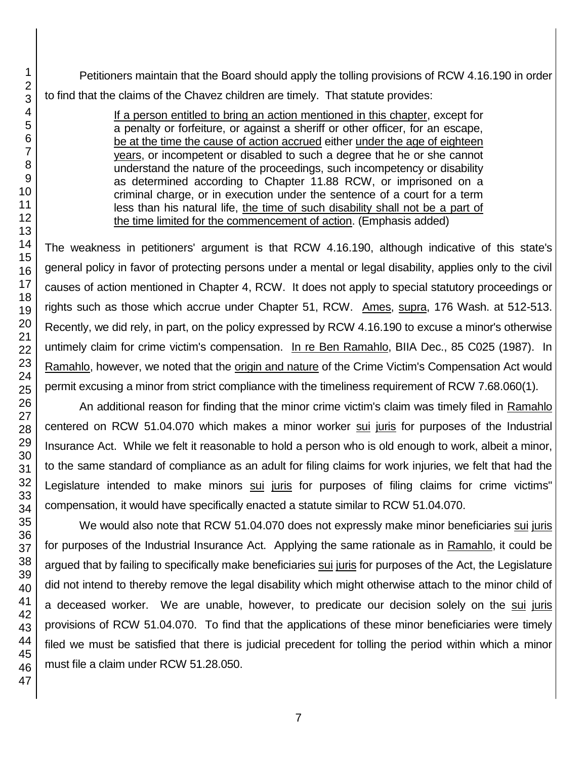Petitioners maintain that the Board should apply the tolling provisions of RCW 4.16.190 in order to find that the claims of the Chavez children are timely. That statute provides:

> If a person entitled to bring an action mentioned in this chapter, except for a penalty or forfeiture, or against a sheriff or other officer, for an escape, be at the time the cause of action accrued either under the age of eighteen years, or incompetent or disabled to such a degree that he or she cannot understand the nature of the proceedings, such incompetency or disability as determined according to Chapter 11.88 RCW, or imprisoned on a criminal charge, or in execution under the sentence of a court for a term less than his natural life, the time of such disability shall not be a part of the time limited for the commencement of action. (Emphasis added)

The weakness in petitioners' argument is that RCW 4.16.190, although indicative of this state's general policy in favor of protecting persons under a mental or legal disability, applies only to the civil causes of action mentioned in Chapter 4, RCW. It does not apply to special statutory proceedings or rights such as those which accrue under Chapter 51, RCW. Ames, supra, 176 Wash. at 512-513. Recently, we did rely, in part, on the policy expressed by RCW 4.16.190 to excuse a minor's otherwise untimely claim for crime victim's compensation. In re Ben Ramahlo, BIIA Dec., 85 C025 (1987). In Ramahlo, however, we noted that the origin and nature of the Crime Victim's Compensation Act would permit excusing a minor from strict compliance with the timeliness requirement of RCW 7.68.060(1).

An additional reason for finding that the minor crime victim's claim was timely filed in Ramahlo centered on RCW 51.04.070 which makes a minor worker sui juris for purposes of the Industrial Insurance Act. While we felt it reasonable to hold a person who is old enough to work, albeit a minor, to the same standard of compliance as an adult for filing claims for work injuries, we felt that had the Legislature intended to make minors sui juris for purposes of filing claims for crime victims'' compensation, it would have specifically enacted a statute similar to RCW 51.04.070.

We would also note that RCW 51.04.070 does not expressly make minor beneficiaries sui juris for purposes of the Industrial Insurance Act. Applying the same rationale as in Ramahlo, it could be argued that by failing to specifically make beneficiaries sui juris for purposes of the Act, the Legislature did not intend to thereby remove the legal disability which might otherwise attach to the minor child of a deceased worker. We are unable, however, to predicate our decision solely on the sui juris provisions of RCW 51.04.070. To find that the applications of these minor beneficiaries were timely filed we must be satisfied that there is judicial precedent for tolling the period within which a minor must file a claim under RCW 51.28.050.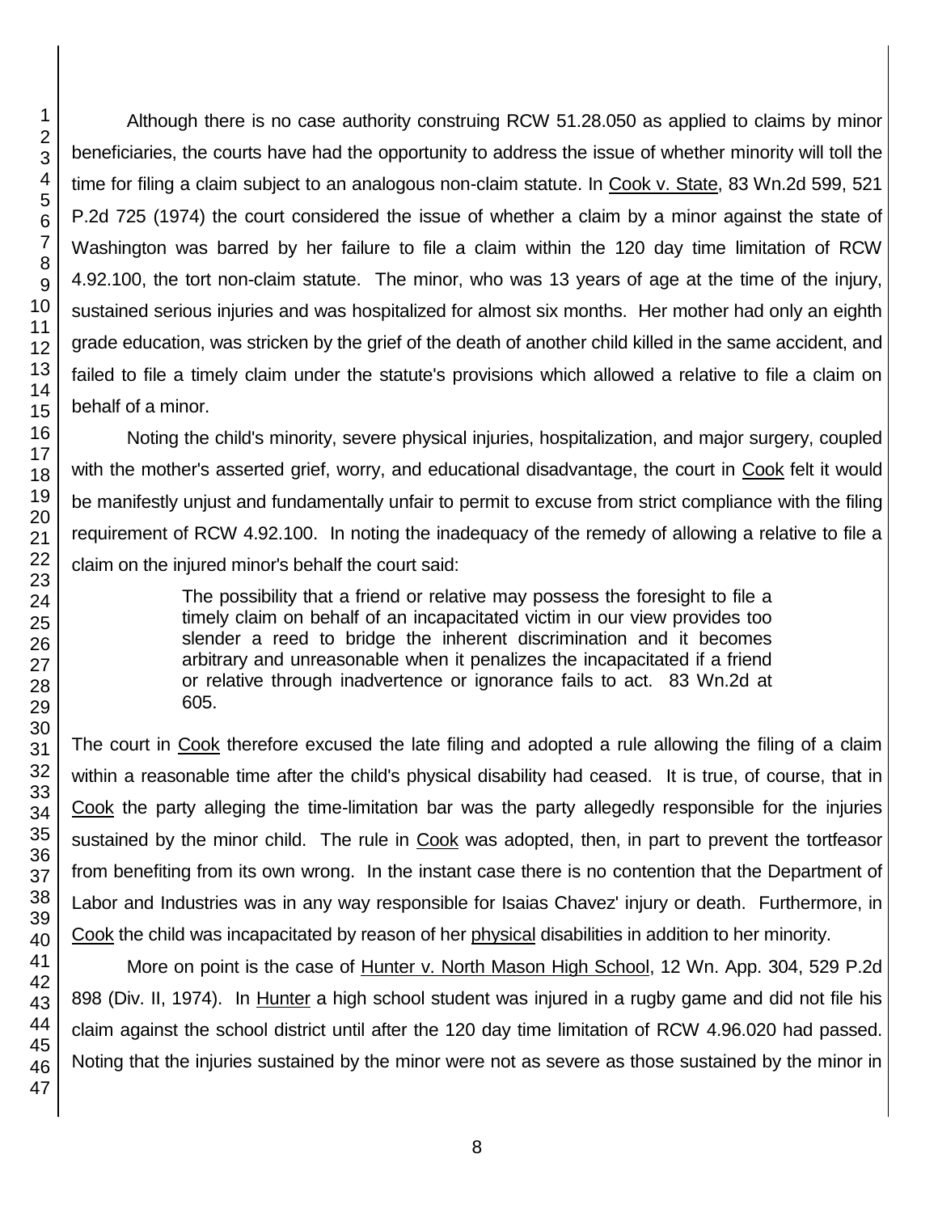Although there is no case authority construing RCW 51.28.050 as applied to claims by minor beneficiaries, the courts have had the opportunity to address the issue of whether minority will toll the time for filing a claim subject to an analogous non-claim statute. In Cook v. State, 83 Wn.2d 599, 521 P.2d 725 (1974) the court considered the issue of whether a claim by a minor against the state of Washington was barred by her failure to file a claim within the 120 day time limitation of RCW 4.92.100, the tort non-claim statute. The minor, who was 13 years of age at the time of the injury, sustained serious injuries and was hospitalized for almost six months. Her mother had only an eighth grade education, was stricken by the grief of the death of another child killed in the same accident, and failed to file a timely claim under the statute's provisions which allowed a relative to file a claim on behalf of a minor.

Noting the child's minority, severe physical injuries, hospitalization, and major surgery, coupled with the mother's asserted grief, worry, and educational disadvantage, the court in Cook felt it would be manifestly unjust and fundamentally unfair to permit to excuse from strict compliance with the filing requirement of RCW 4.92.100. In noting the inadequacy of the remedy of allowing a relative to file a claim on the injured minor's behalf the court said:

> The possibility that a friend or relative may possess the foresight to file a timely claim on behalf of an incapacitated victim in our view provides too slender a reed to bridge the inherent discrimination and it becomes arbitrary and unreasonable when it penalizes the incapacitated if a friend or relative through inadvertence or ignorance fails to act. 83 Wn.2d at 605.

The court in Cook therefore excused the late filing and adopted a rule allowing the filing of a claim within a reasonable time after the child's physical disability had ceased. It is true, of course, that in Cook the party alleging the time-limitation bar was the party allegedly responsible for the injuries sustained by the minor child. The rule in Cook was adopted, then, in part to prevent the tortfeasor from benefiting from its own wrong. In the instant case there is no contention that the Department of Labor and Industries was in any way responsible for Isaias Chavez' injury or death. Furthermore, in Cook the child was incapacitated by reason of her physical disabilities in addition to her minority.

More on point is the case of Hunter v. North Mason High School, 12 Wn. App. 304, 529 P.2d 898 (Div. II, 1974). In Hunter a high school student was injured in a rugby game and did not file his claim against the school district until after the 120 day time limitation of RCW 4.96.020 had passed. Noting that the injuries sustained by the minor were not as severe as those sustained by the minor in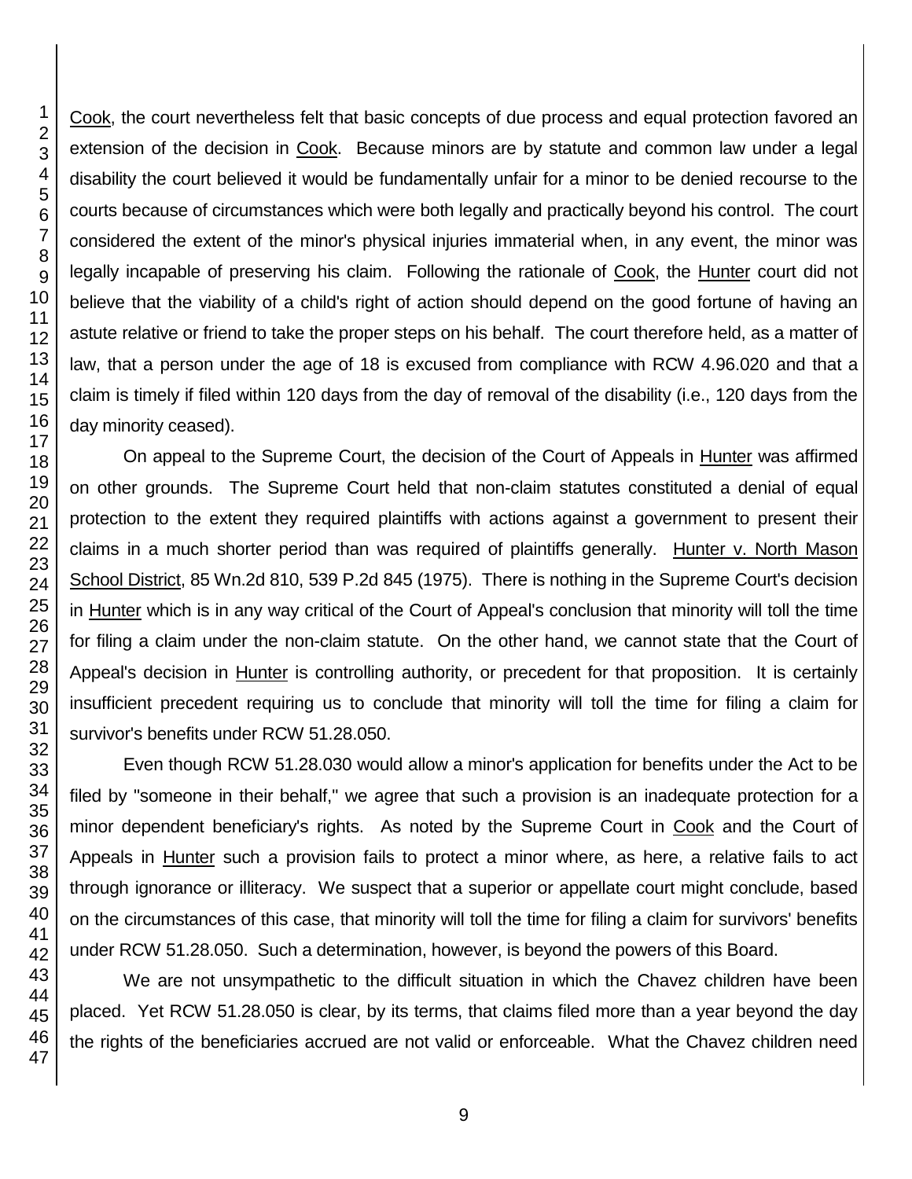Cook, the court nevertheless felt that basic concepts of due process and equal protection favored an extension of the decision in Cook. Because minors are by statute and common law under a legal disability the court believed it would be fundamentally unfair for a minor to be denied recourse to the courts because of circumstances which were both legally and practically beyond his control. The court considered the extent of the minor's physical injuries immaterial when, in any event, the minor was legally incapable of preserving his claim. Following the rationale of Cook, the Hunter court did not believe that the viability of a child's right of action should depend on the good fortune of having an astute relative or friend to take the proper steps on his behalf. The court therefore held, as a matter of law, that a person under the age of 18 is excused from compliance with RCW 4.96.020 and that a claim is timely if filed within 120 days from the day of removal of the disability (i.e., 120 days from the day minority ceased).

On appeal to the Supreme Court, the decision of the Court of Appeals in Hunter was affirmed on other grounds. The Supreme Court held that non-claim statutes constituted a denial of equal protection to the extent they required plaintiffs with actions against a government to present their claims in a much shorter period than was required of plaintiffs generally. Hunter v. North Mason School District, 85 Wn.2d 810, 539 P.2d 845 (1975). There is nothing in the Supreme Court's decision in Hunter which is in any way critical of the Court of Appeal's conclusion that minority will toll the time for filing a claim under the non-claim statute. On the other hand, we cannot state that the Court of Appeal's decision in Hunter is controlling authority, or precedent for that proposition. It is certainly insufficient precedent requiring us to conclude that minority will toll the time for filing a claim for survivor's benefits under RCW 51.28.050.

Even though RCW 51.28.030 would allow a minor's application for benefits under the Act to be filed by "someone in their behalf," we agree that such a provision is an inadequate protection for a minor dependent beneficiary's rights. As noted by the Supreme Court in Cook and the Court of Appeals in Hunter such a provision fails to protect a minor where, as here, a relative fails to act through ignorance or illiteracy. We suspect that a superior or appellate court might conclude, based on the circumstances of this case, that minority will toll the time for filing a claim for survivors' benefits under RCW 51.28.050. Such a determination, however, is beyond the powers of this Board.

We are not unsympathetic to the difficult situation in which the Chavez children have been placed. Yet RCW 51.28.050 is clear, by its terms, that claims filed more than a year beyond the day the rights of the beneficiaries accrued are not valid or enforceable. What the Chavez children need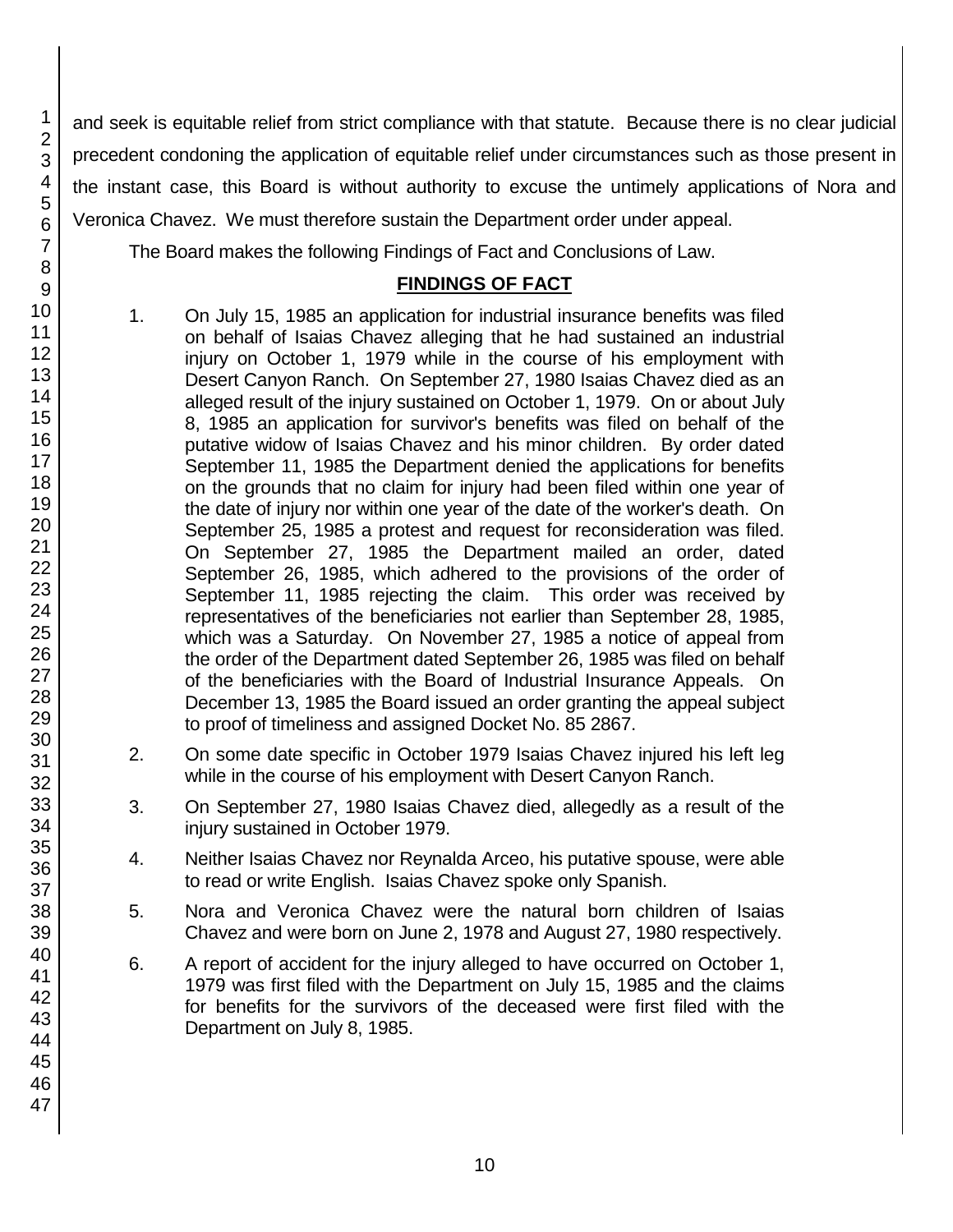and seek is equitable relief from strict compliance with that statute. Because there is no clear judicial precedent condoning the application of equitable relief under circumstances such as those present in the instant case, this Board is without authority to excuse the untimely applications of Nora and Veronica Chavez. We must therefore sustain the Department order under appeal.

The Board makes the following Findings of Fact and Conclusions of Law.

## FINDINGS OF FACT

1. On July 15, 1985 an application for industrial insurance benefits was filed on behalf of Isaias Chavez alleging that he had sustained an industrial injury on October 1, 1979 while in the course of his employment with Desert Canyon Ranch. On September 27, 1980 Isaias Chavez died as an alleged result of the injury sustained on October 1, 1979. On or about July 8, 1985 an application for survivor's benefits was filed on behalf of the putative widow of Isaias Chavez and his minor children. By order dated September 11, 1985 the Department denied the applications for benefits on the grounds that no claim for injury had been filed within one year of the date of injury nor within one year of the date of the worker's death. On September 25, 1985 a protest and request for reconsideration was filed. On September 27, 1985 the Department mailed an order, dated September 26, 1985, which adhered to the provisions of the order of September 11, 1985 rejecting the claim. This order was received by representatives of the beneficiaries not earlier than September 28, 1985, which was a Saturday. On November 27, 1985 a notice of appeal from the order of the Department dated September 26, 1985 was filed on behalf of the beneficiaries with the Board of Industrial Insurance Appeals. On December 13, 1985 the Board issued an order granting the appeal subject to proof of timeliness and assigned Docket No. 85 2867.

2. On some date specific in October 1979 Isaias Chavez injured his left leg while in the course of his employment with Desert Canyon Ranch.

3. On September 27, 1980 Isaias Chavez died, allegedly as a result of the injury sustained in October 1979.

4. Neither Isaias Chavez nor Reynalda Arceo, his putative spouse, were able to read or write English. Isaias Chavez spoke only Spanish.

5. Nora and Veronica Chavez were the natural born children of Isaias Chavez and were born on June 2, 1978 and August 27, 1980 respectively.

6. A report of accident for the injury alleged to have occurred on October 1, 1979 was first filed with the Department on July 15, 1985 and the claims for benefits for the survivors of the deceased were first filed with the Department on July 8, 1985.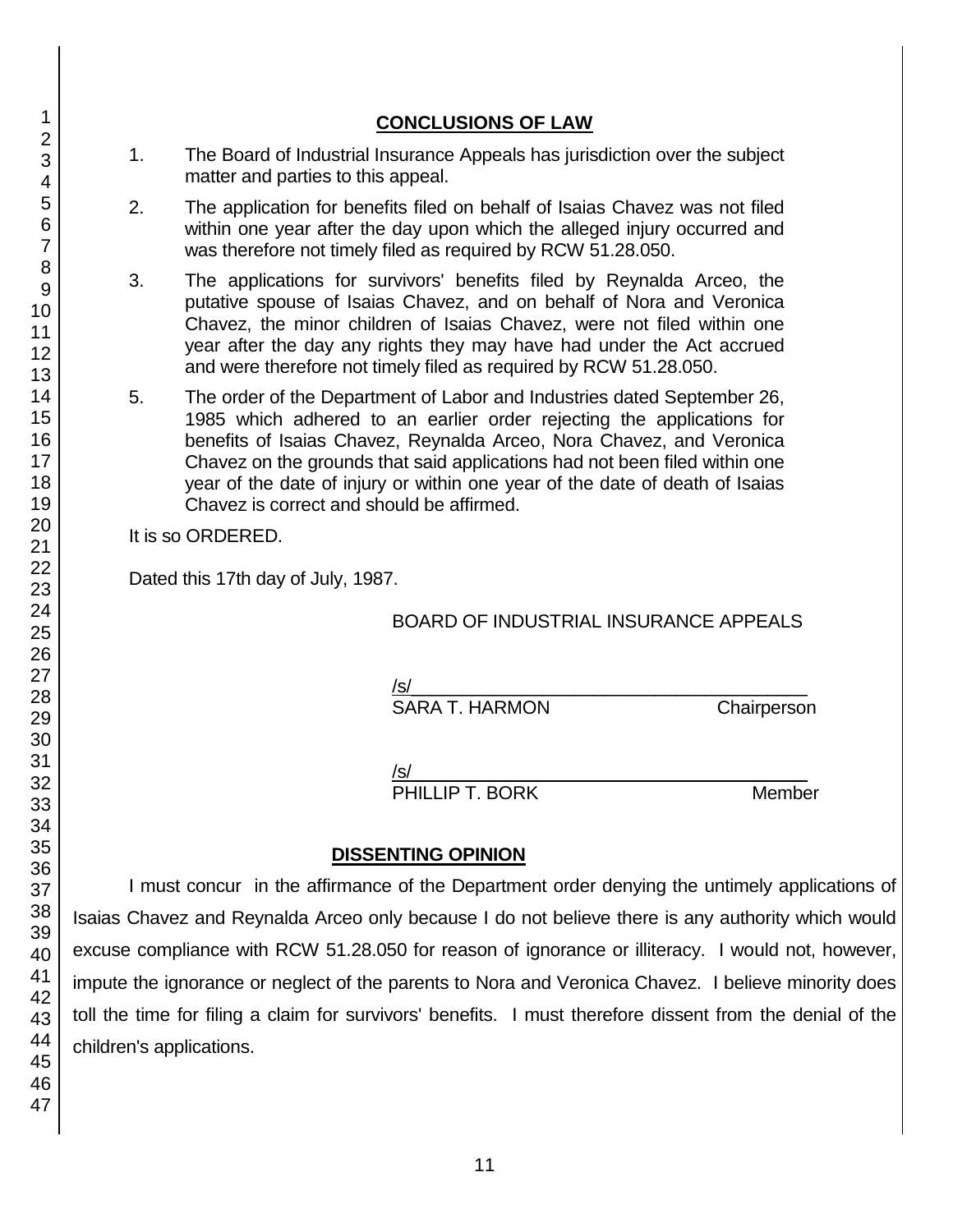## CONCLUSIONS OF LAW

1. The Board of Industrial Insurance Appeals has jurisdiction over the subject matter and parties to this appeal.

2. The application for benefits filed on behalf of Isaias Chavez was not filed within one year after the day upon which the alleged injury occurred and was therefore not timely filed as required by RCW 51.28.050.

3. The applications for survivors' benefits filed by Reynalda Arceo, the putative spouse of Isaias Chavez, and on behalf of Nora and Veronica Chavez, the minor children of Isaias Chavez, were not filed within one year after the day any rights they may have had under the Act accrued and were therefore not timely filed as required by RCW 51.28.050.

5. The order of the Department of Labor and Industries dated September 26, 1985 which adhered to an earlier order rejecting the applications for benefits of Isaias Chavez, Reynalda Arceo, Nora Chavez, and Veronica Chavez on the grounds that said applications had not been filed within one year of the date of injury or within one year of the date of death of Isaias Chavez is correct and should be affirmed.

It is so ORDERED.

Dated this 17th day of July, 1987.

BOARD OF INDUSTRIAL INSURANCE APPEALS

/s/
SARA T. HARMON Chairperson

/s/
PHILLIP T. BORK Member

## DISSENTING OPINION

I must concur in the affirmance of the Department order denying the untimely applications of Isaias Chavez and Reynalda Arceo only because I do not believe there is any authority which would excuse compliance with RCW 51.28.050 for reason of ignorance or illiteracy. I would not, however, impute the ignorance or neglect of the parents to Nora and Veronica Chavez. I believe minority does toll the time for filing a claim for survivors' benefits. I must therefore dissent from the denial of the children's applications.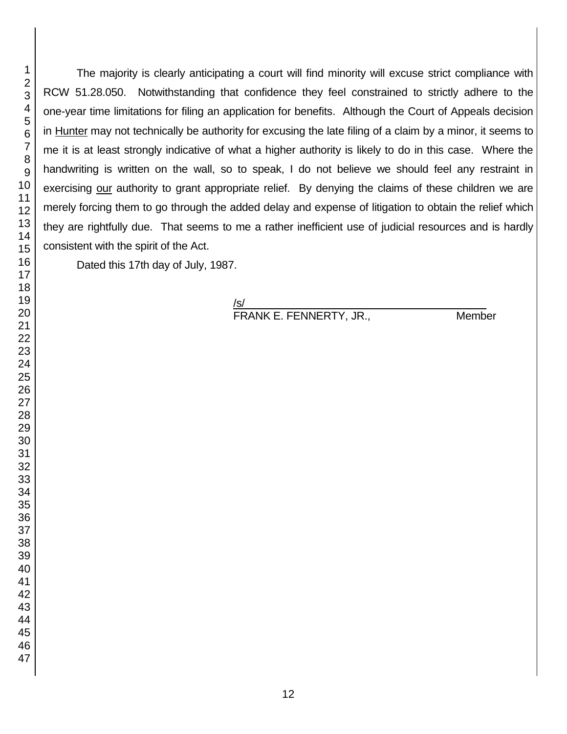The majority is clearly anticipating a court will find minority will excuse strict compliance with RCW 51.28.050. Notwithstanding that confidence they feel constrained to strictly adhere to the one-year time limitations for filing an application for benefits. Although the Court of Appeals decision in Hunter may not technically be authority for excusing the late filing of a claim by a minor, it seems to me it is at least strongly indicative of what a higher authority is likely to do in this case. Where the handwriting is written on the wall, so to speak, I do not believe we should feel any restraint in exercising our authority to grant appropriate relief. By denying the claims of these children we are merely forcing them to go through the added delay and expense of litigation to obtain the relief which they are rightfully due. That seems to me a rather inefficient use of judicial resources and is hardly consistent with the spirit of the Act.

Dated this 17th day of July, 1987.

/s/
FRANK E. FENNERTY, JR., Member